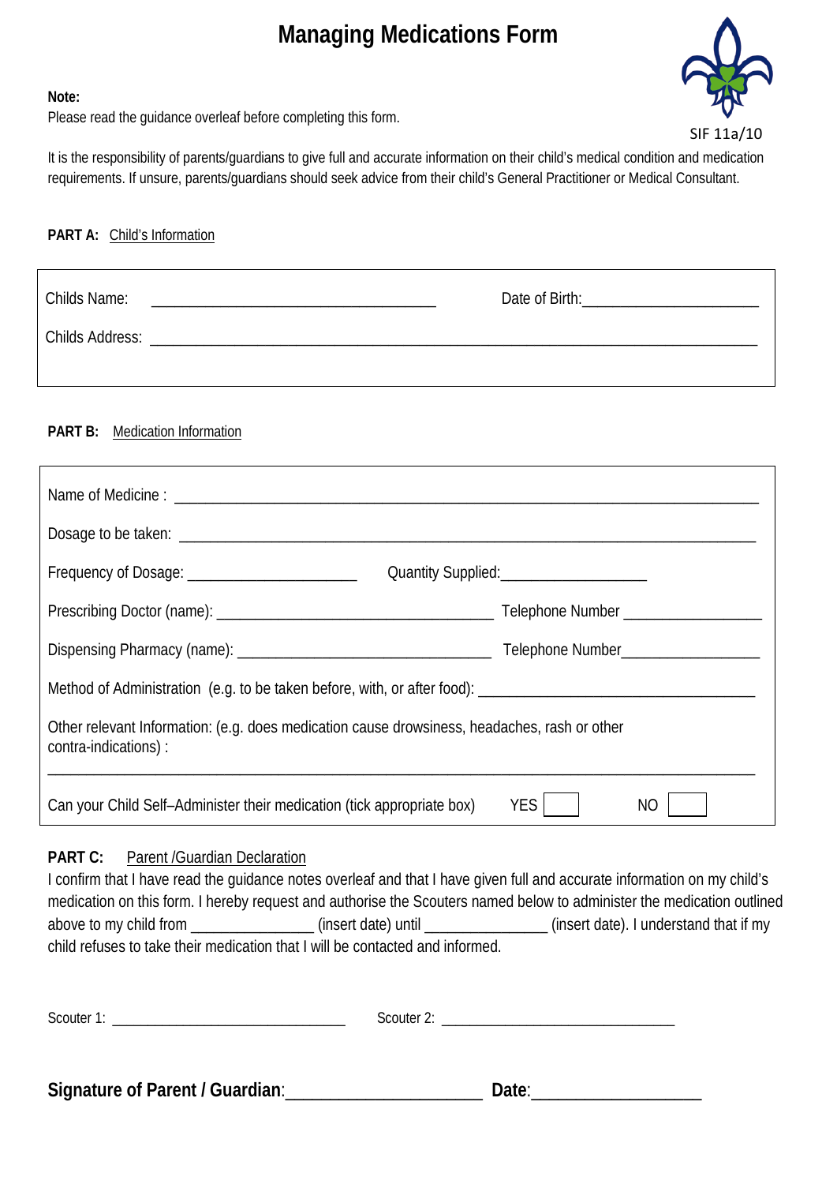# Managing Medications Form

SIF 11a/10

**Note:**
Please read the guidance overleaf before completing this form.

It is the responsibility of parents/guardians to give full and accurate information on their child's medical condition and medication requirements. If unsure, parents/guardians should seek advice from their child's General Practitioner or Medical Consultant.

**PART A:** Child's Information

Childs Name: ___________________________________ Date of Birth: _____________________

Childs Address: _____________________________________________________________________________

**PART B:** Medication Information

Name of Medicine : _____________________________________________________________________________

Dosage to be taken: ____________________________________________________________________________

Frequency of Dosage: _____________________ Quantity Supplied: __________________

Prescribing Doctor (name): __________________________________ Telephone Number _________________

Dispensing Pharmacy (name): _______________________________ Telephone Number _________________

Method of Administration (e.g. to be taken before, with, or after food): __________________________________

Other relevant Information: (e.g. does medication cause drowsiness, headaches, rash or other contra-indications) :

_____________________________________________________________________________________________

Can your Child Self–Administer their medication (tick appropriate box) YES ☐ NO ☐

**PART C:** Parent /Guardian Declaration

I confirm that I have read the guidance notes overleaf and that I have given full and accurate information on my child's medication on this form. I hereby request and authorise the Scouters named below to administer the medication outlined above to my child from _______________ (insert date) until _______________ (insert date). I understand that if my child refuses to take their medication that I will be contacted and informed.

Scouter 1: ______________________________ Scouter 2: ______________________________

**Signature of Parent / Guardian**: _____________________ **Date**: __________________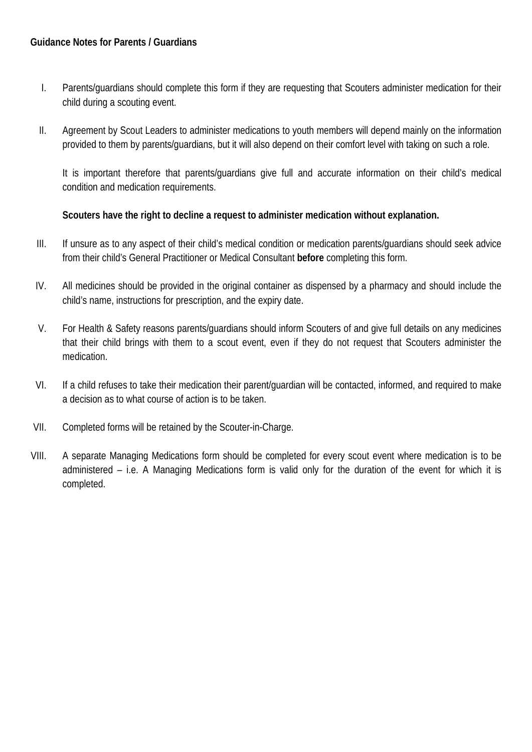**Guidance Notes for Parents / Guardians**

I. Parents/guardians should complete this form if they are requesting that Scouters administer medication for their child during a scouting event.

II. Agreement by Scout Leaders to administer medications to youth members will depend mainly on the information provided to them by parents/guardians, but it will also depend on their comfort level with taking on such a role.

   It is important therefore that parents/guardians give full and accurate information on their child's medical condition and medication requirements.

   **Scouters have the right to decline a request to administer medication without explanation.**

III. If unsure as to any aspect of their child's medical condition or medication parents/guardians should seek advice from their child's General Practitioner or Medical Consultant **before** completing this form.

IV. All medicines should be provided in the original container as dispensed by a pharmacy and should include the child's name, instructions for prescription, and the expiry date.

V. For Health & Safety reasons parents/guardians should inform Scouters of and give full details on any medicines that their child brings with them to a scout event, even if they do not request that Scouters administer the medication.

VI. If a child refuses to take their medication their parent/guardian will be contacted, informed, and required to make a decision as to what course of action is to be taken.

VII. Completed forms will be retained by the Scouter-in-Charge.

VIII. A separate Managing Medications form should be completed for every scout event where medication is to be administered – i.e. A Managing Medications form is valid only for the duration of the event for which it is completed.